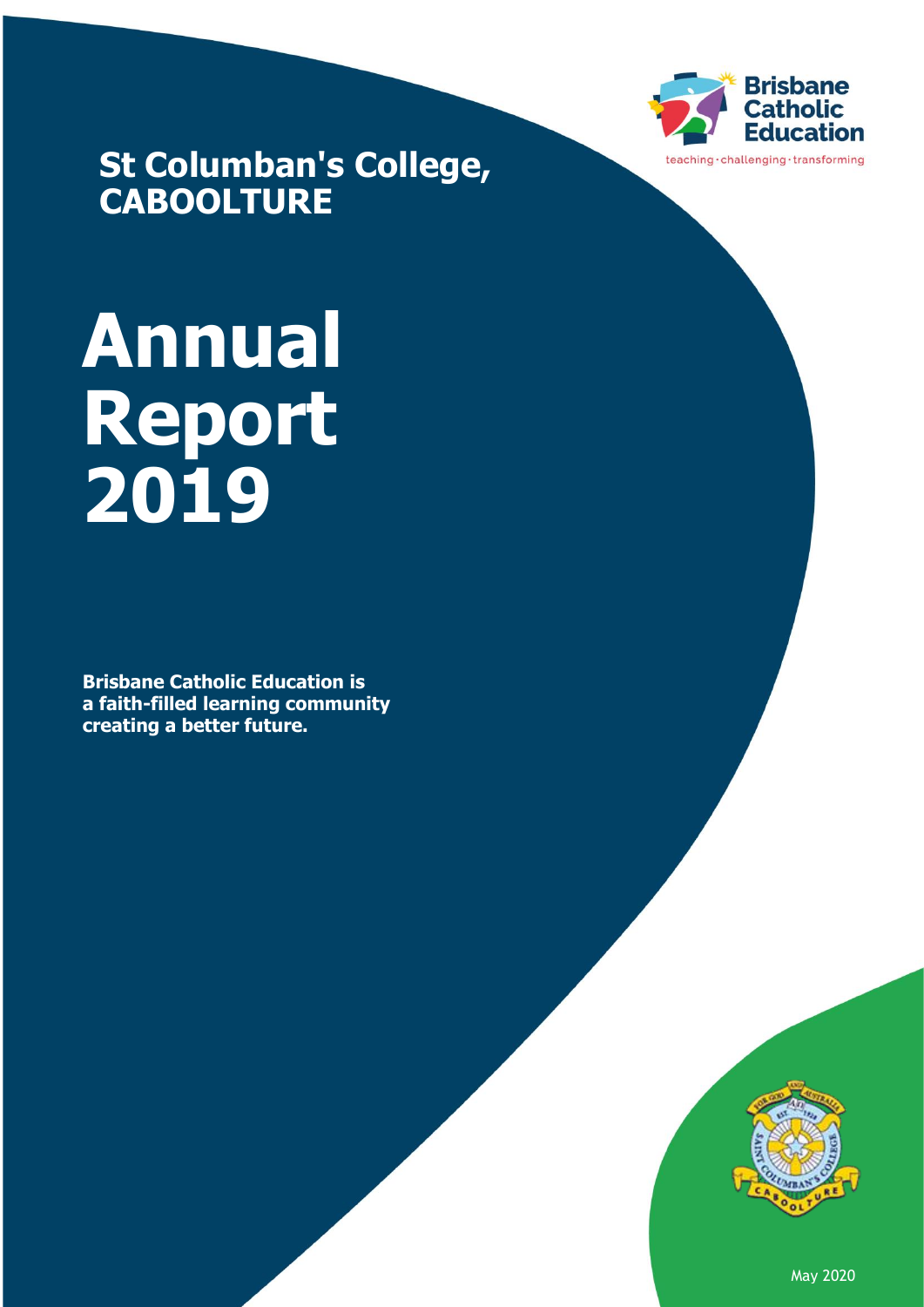Brisbane Catholic Education

teaching · challenging · transforming

## St Columban's College, CABOOLTURE

# Annual Report 2019

**Brisbane Catholic Education is a faith-filled learning community creating a better future.**

May 2020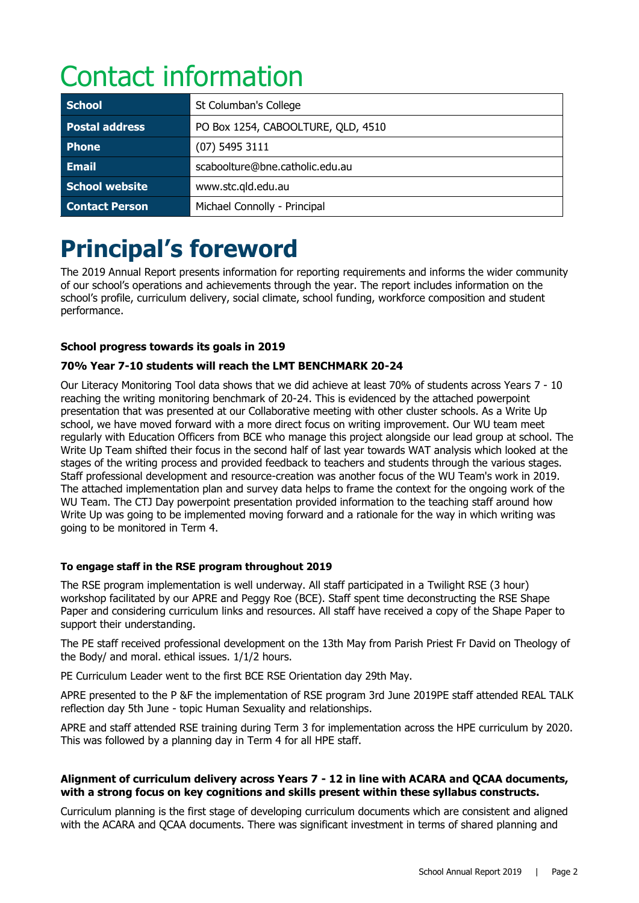# Contact information

| School | St Columban's College |
|---|---|
| Postal address | PO Box 1254, CABOOLTURE, QLD, 4510 |
| Phone | (07) 5495 3111 |
| Email | scaboolture@bne.catholic.edu.au |
| School website | www.stc.qld.edu.au |
| Contact Person | Michael Connolly - Principal |

# Principal's foreword

The 2019 Annual Report presents information for reporting requirements and informs the wider community of our school's operations and achievements through the year. The report includes information on the school's profile, curriculum delivery, social climate, school funding, workforce composition and student performance.

**School progress towards its goals in 2019**

**70% Year 7-10 students will reach the LMT BENCHMARK 20-24**

Our Literacy Monitoring Tool data shows that we did achieve at least 70% of students across Years 7 - 10 reaching the writing monitoring benchmark of 20-24. This is evidenced by the attached powerpoint presentation that was presented at our Collaborative meeting with other cluster schools. As a Write Up school, we have moved forward with a more direct focus on writing improvement. Our WU team meet regularly with Education Officers from BCE who manage this project alongside our lead group at school. The Write Up Team shifted their focus in the second half of last year towards WAT analysis which looked at the stages of the writing process and provided feedback to teachers and students through the various stages. Staff professional development and resource-creation was another focus of the WU Team's work in 2019. The attached implementation plan and survey data helps to frame the context for the ongoing work of the WU Team. The CTJ Day powerpoint presentation provided information to the teaching staff around how Write Up was going to be implemented moving forward and a rationale for the way in which writing was going to be monitored in Term 4.

**To engage staff in the RSE program throughout 2019**

The RSE program implementation is well underway. All staff participated in a Twilight RSE (3 hour) workshop facilitated by our APRE and Peggy Roe (BCE). Staff spent time deconstructing the RSE Shape Paper and considering curriculum links and resources. All staff have received a copy of the Shape Paper to support their understanding.

The PE staff received professional development on the 13th May from Parish Priest Fr David on Theology of the Body/ and moral. ethical issues. 1/1/2 hours.

PE Curriculum Leader went to the first BCE RSE Orientation day 29th May.

APRE presented to the P &F the implementation of RSE program 3rd June 2019PE staff attended REAL TALK reflection day 5th June - topic Human Sexuality and relationships.

APRE and staff attended RSE training during Term 3 for implementation across the HPE curriculum by 2020. This was followed by a planning day in Term 4 for all HPE staff.

**Alignment of curriculum delivery across Years 7 - 12 in line with ACARA and QCAA documents, with a strong focus on key cognitions and skills present within these syllabus constructs.**

Curriculum planning is the first stage of developing curriculum documents which are consistent and aligned with the ACARA and QCAA documents. There was significant investment in terms of shared planning and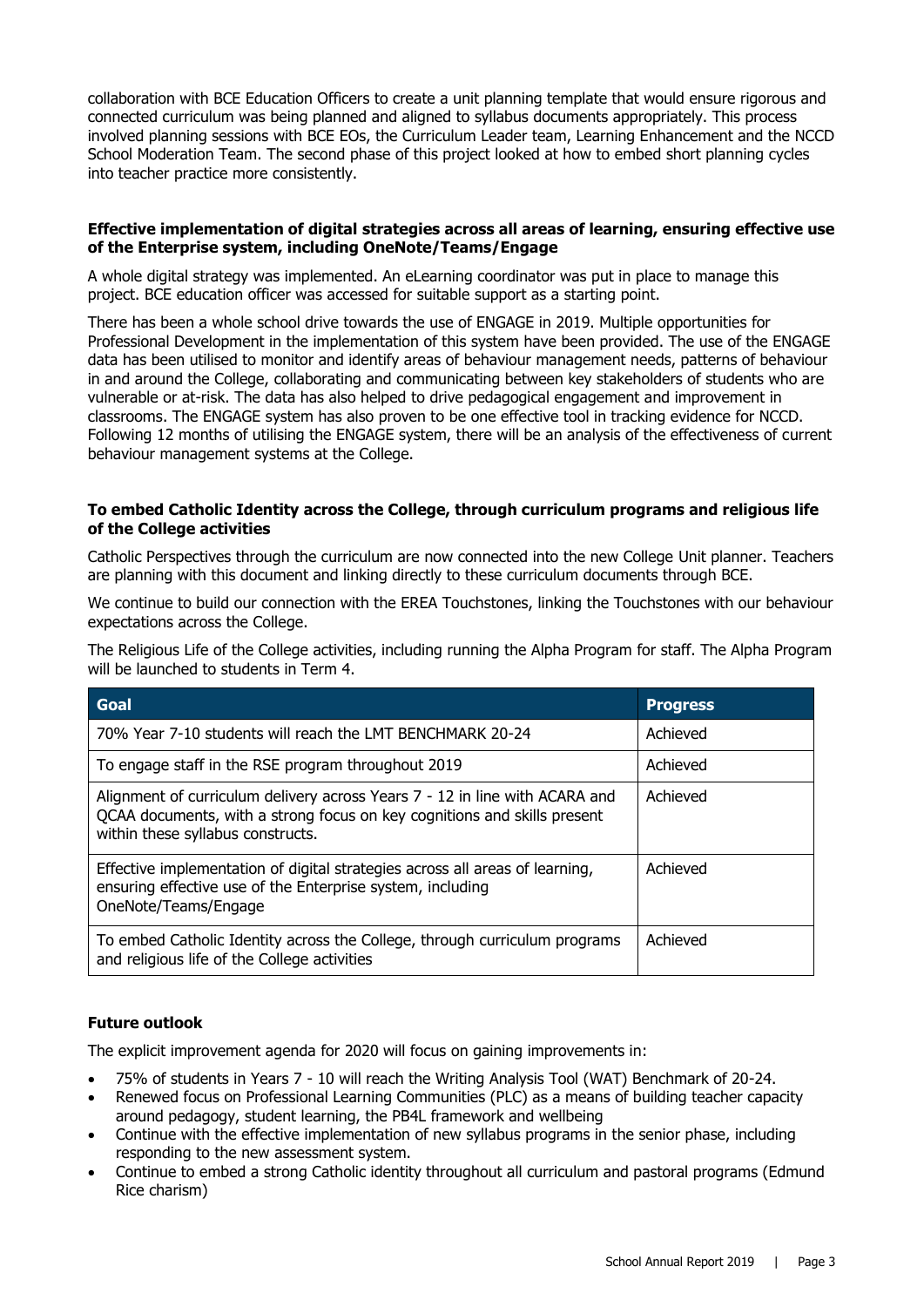collaboration with BCE Education Officers to create a unit planning template that would ensure rigorous and connected curriculum was being planned and aligned to syllabus documents appropriately. This process involved planning sessions with BCE EOs, the Curriculum Leader team, Learning Enhancement and the NCCD School Moderation Team. The second phase of this project looked at how to embed short planning cycles into teacher practice more consistently.

**Effective implementation of digital strategies across all areas of learning, ensuring effective use of the Enterprise system, including OneNote/Teams/Engage**

A whole digital strategy was implemented. An eLearning coordinator was put in place to manage this project. BCE education officer was accessed for suitable support as a starting point.

There has been a whole school drive towards the use of ENGAGE in 2019. Multiple opportunities for Professional Development in the implementation of this system have been provided. The use of the ENGAGE data has been utilised to monitor and identify areas of behaviour management needs, patterns of behaviour in and around the College, collaborating and communicating between key stakeholders of students who are vulnerable or at-risk. The data has also helped to drive pedagogical engagement and improvement in classrooms. The ENGAGE system has also proven to be one effective tool in tracking evidence for NCCD. Following 12 months of utilising the ENGAGE system, there will be an analysis of the effectiveness of current behaviour management systems at the College.

**To embed Catholic Identity across the College, through curriculum programs and religious life of the College activities**

Catholic Perspectives through the curriculum are now connected into the new College Unit planner. Teachers are planning with this document and linking directly to these curriculum documents through BCE.

We continue to build our connection with the EREA Touchstones, linking the Touchstones with our behaviour expectations across the College.

The Religious Life of the College activities, including running the Alpha Program for staff. The Alpha Program will be launched to students in Term 4.

| Goal | Progress |
|---|---|
| 70% Year 7-10 students will reach the LMT BENCHMARK 20-24 | Achieved |
| To engage staff in the RSE program throughout 2019 | Achieved |
| Alignment of curriculum delivery across Years 7 - 12 in line with ACARA and QCAA documents, with a strong focus on key cognitions and skills present within these syllabus constructs. | Achieved |
| Effective implementation of digital strategies across all areas of learning, ensuring effective use of the Enterprise system, including OneNote/Teams/Engage | Achieved |
| To embed Catholic Identity across the College, through curriculum programs and religious life of the College activities | Achieved |

**Future outlook**

The explicit improvement agenda for 2020 will focus on gaining improvements in:

- 75% of students in Years 7 - 10 will reach the Writing Analysis Tool (WAT) Benchmark of 20-24.
- Renewed focus on Professional Learning Communities (PLC) as a means of building teacher capacity around pedagogy, student learning, the PB4L framework and wellbeing
- Continue with the effective implementation of new syllabus programs in the senior phase, including responding to the new assessment system.
- Continue to embed a strong Catholic identity throughout all curriculum and pastoral programs (Edmund Rice charism)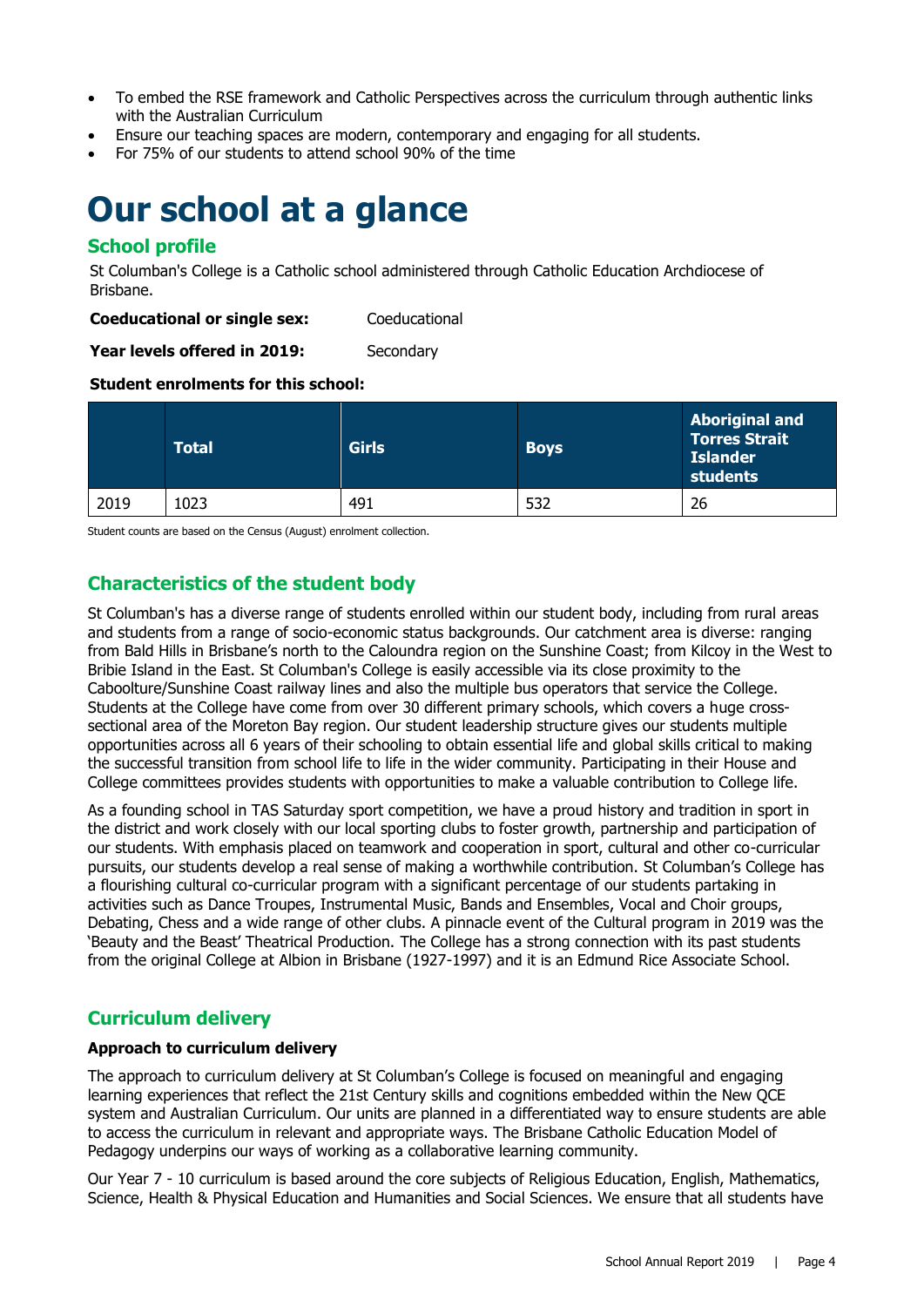- To embed the RSE framework and Catholic Perspectives across the curriculum through authentic links with the Australian Curriculum
- Ensure our teaching spaces are modern, contemporary and engaging for all students.
- For 75% of our students to attend school 90% of the time

# Our school at a glance

## School profile

St Columban's College is a Catholic school administered through Catholic Education Archdiocese of Brisbane.

**Coeducational or single sex:** Coeducational

**Year levels offered in 2019:** Secondary

**Student enrolments for this school:**

| | Total | Girls | Boys | Aboriginal and Torres Strait Islander students |
|---|---|---|---|---|
| 2019 | 1023 | 491 | 532 | 26 |

Student counts are based on the Census (August) enrolment collection.

## Characteristics of the student body

St Columban's has a diverse range of students enrolled within our student body, including from rural areas and students from a range of socio-economic status backgrounds. Our catchment area is diverse: ranging from Bald Hills in Brisbane's north to the Caloundra region on the Sunshine Coast; from Kilcoy in the West to Bribie Island in the East. St Columban's College is easily accessible via its close proximity to the Caboolture/Sunshine Coast railway lines and also the multiple bus operators that service the College. Students at the College have come from over 30 different primary schools, which covers a huge cross-sectional area of the Moreton Bay region. Our student leadership structure gives our students multiple opportunities across all 6 years of their schooling to obtain essential life and global skills critical to making the successful transition from school life to life in the wider community. Participating in their House and College committees provides students with opportunities to make a valuable contribution to College life.

As a founding school in TAS Saturday sport competition, we have a proud history and tradition in sport in the district and work closely with our local sporting clubs to foster growth, partnership and participation of our students. With emphasis placed on teamwork and cooperation in sport, cultural and other co-curricular pursuits, our students develop a real sense of making a worthwhile contribution. St Columban's College has a flourishing cultural co-curricular program with a significant percentage of our students partaking in activities such as Dance Troupes, Instrumental Music, Bands and Ensembles, Vocal and Choir groups, Debating, Chess and a wide range of other clubs. A pinnacle event of the Cultural program in 2019 was the 'Beauty and the Beast' Theatrical Production. The College has a strong connection with its past students from the original College at Albion in Brisbane (1927-1997) and it is an Edmund Rice Associate School.

## Curriculum delivery

**Approach to curriculum delivery**

The approach to curriculum delivery at St Columban's College is focused on meaningful and engaging learning experiences that reflect the 21st Century skills and cognitions embedded within the New QCE system and Australian Curriculum. Our units are planned in a differentiated way to ensure students are able to access the curriculum in relevant and appropriate ways. The Brisbane Catholic Education Model of Pedagogy underpins our ways of working as a collaborative learning community.

Our Year 7 - 10 curriculum is based around the core subjects of Religious Education, English, Mathematics, Science, Health & Physical Education and Humanities and Social Sciences. We ensure that all students have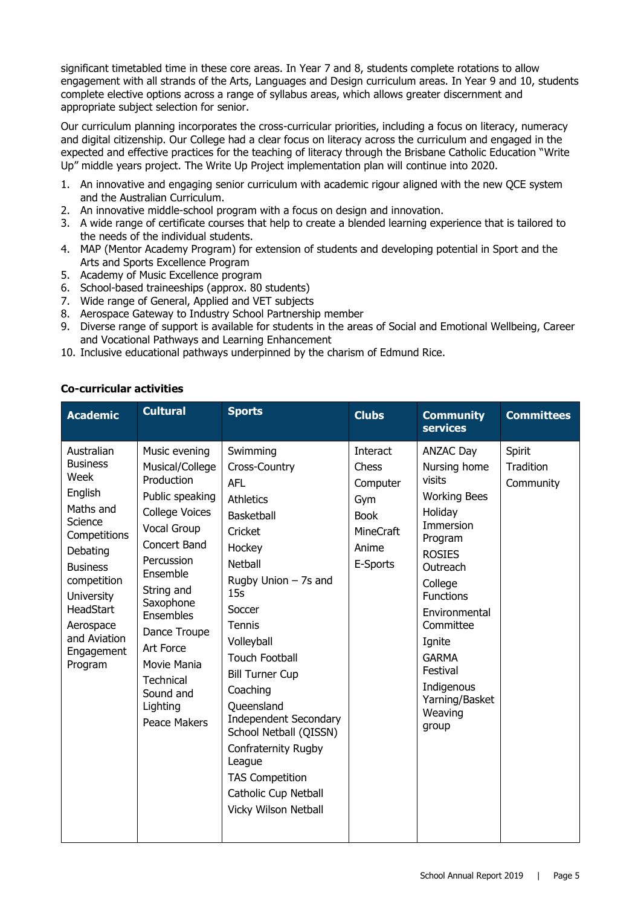significant timetabled time in these core areas. In Year 7 and 8, students complete rotations to allow engagement with all strands of the Arts, Languages and Design curriculum areas. In Year 9 and 10, students complete elective options across a range of syllabus areas, which allows greater discernment and appropriate subject selection for senior.

Our curriculum planning incorporates the cross-curricular priorities, including a focus on literacy, numeracy and digital citizenship. Our College had a clear focus on literacy across the curriculum and engaged in the expected and effective practices for the teaching of literacy through the Brisbane Catholic Education "Write Up" middle years project. The Write Up Project implementation plan will continue into 2020.

1. An innovative and engaging senior curriculum with academic rigour aligned with the new QCE system and the Australian Curriculum.
2. An innovative middle-school program with a focus on design and innovation.
3. A wide range of certificate courses that help to create a blended learning experience that is tailored to the needs of the individual students.
4. MAP (Mentor Academy Program) for extension of students and developing potential in Sport and the Arts and Sports Excellence Program
5. Academy of Music Excellence program
6. School-based traineeships (approx. 80 students)
7. Wide range of General, Applied and VET subjects
8. Aerospace Gateway to Industry School Partnership member
9. Diverse range of support is available for students in the areas of Social and Emotional Wellbeing, Career and Vocational Pathways and Learning Enhancement
10. Inclusive educational pathways underpinned by the charism of Edmund Rice.

**Co-curricular activities**

| Academic | Cultural | Sports | Clubs | Community services | Committees |
|---|---|---|---|---|---|
| Australian Business Week<br>English<br>Maths and Science Competitions<br>Debating<br>Business competition<br>University HeadStart<br>Aerospace and Aviation Engagement Program | Music evening<br>Musical/College Production<br>Public speaking<br>College Voices<br>Vocal Group<br>Concert Band<br>Percussion Ensemble<br>String and Saxophone Ensembles<br>Dance Troupe<br>Art Force<br>Movie Mania<br>Technical Sound and Lighting<br>Peace Makers | Swimming<br>Cross-Country<br>AFL<br>Athletics<br>Basketball<br>Cricket<br>Hockey<br>Netball<br>Rugby Union – 7s and 15s<br>Soccer<br>Tennis<br>Volleyball<br>Touch Football<br>Bill Turner Cup<br>Coaching<br>Queensland Independent Secondary School Netball (QISSN)<br>Confraternity Rugby League<br>TAS Competition<br>Catholic Cup Netball<br>Vicky Wilson Netball | Interact<br>Chess<br>Computer<br>Gym<br>Book<br>MineCraft<br>Anime<br>E-Sports | ANZAC Day<br>Nursing home visits<br>Working Bees<br>Holiday Immersion Program<br>ROSIES Outreach<br>College Functions<br>Environmental Committee<br>Ignite<br>GARMA Festival<br>Indigenous Yarning/Basket Weaving group | Spirit<br>Tradition<br>Community |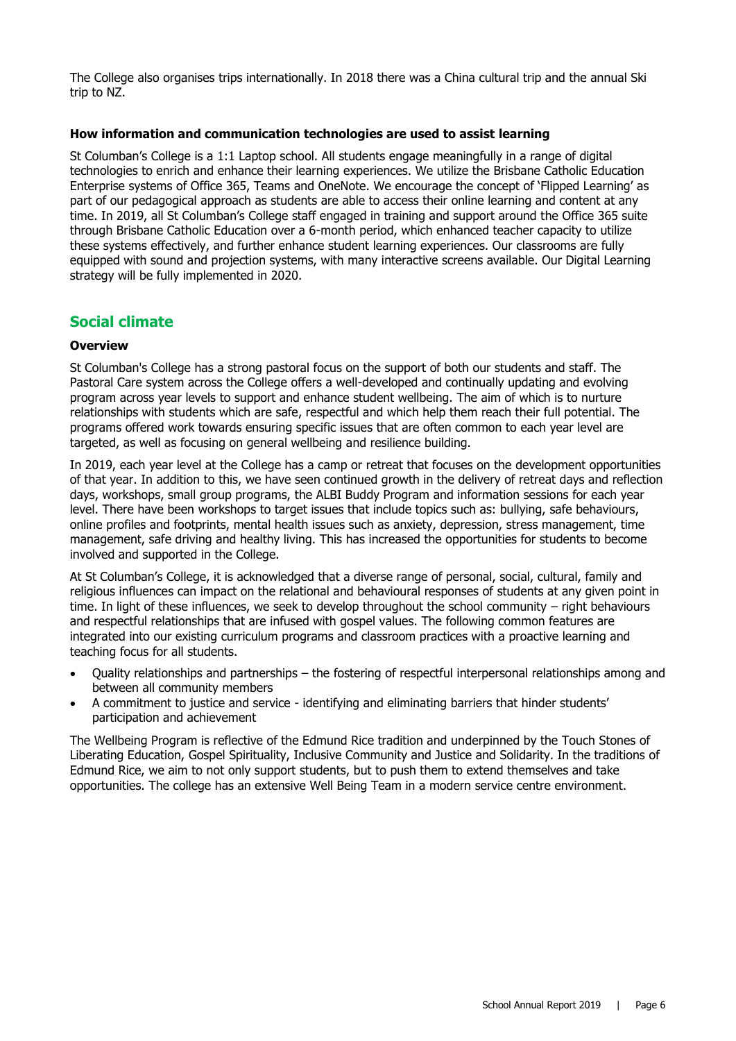The College also organises trips internationally. In 2018 there was a China cultural trip and the annual Ski trip to NZ.

**How information and communication technologies are used to assist learning**

St Columban's College is a 1:1 Laptop school. All students engage meaningfully in a range of digital technologies to enrich and enhance their learning experiences. We utilize the Brisbane Catholic Education Enterprise systems of Office 365, Teams and OneNote. We encourage the concept of 'Flipped Learning' as part of our pedagogical approach as students are able to access their online learning and content at any time. In 2019, all St Columban's College staff engaged in training and support around the Office 365 suite through Brisbane Catholic Education over a 6-month period, which enhanced teacher capacity to utilize these systems effectively, and further enhance student learning experiences. Our classrooms are fully equipped with sound and projection systems, with many interactive screens available. Our Digital Learning strategy will be fully implemented in 2020.

## Social climate

**Overview**

St Columban's College has a strong pastoral focus on the support of both our students and staff. The Pastoral Care system across the College offers a well-developed and continually updating and evolving program across year levels to support and enhance student wellbeing. The aim of which is to nurture relationships with students which are safe, respectful and which help them reach their full potential. The programs offered work towards ensuring specific issues that are often common to each year level are targeted, as well as focusing on general wellbeing and resilience building.

In 2019, each year level at the College has a camp or retreat that focuses on the development opportunities of that year. In addition to this, we have seen continued growth in the delivery of retreat days and reflection days, workshops, small group programs, the ALBI Buddy Program and information sessions for each year level. There have been workshops to target issues that include topics such as: bullying, safe behaviours, online profiles and footprints, mental health issues such as anxiety, depression, stress management, time management, safe driving and healthy living. This has increased the opportunities for students to become involved and supported in the College.

At St Columban's College, it is acknowledged that a diverse range of personal, social, cultural, family and religious influences can impact on the relational and behavioural responses of students at any given point in time. In light of these influences, we seek to develop throughout the school community – right behaviours and respectful relationships that are infused with gospel values. The following common features are integrated into our existing curriculum programs and classroom practices with a proactive learning and teaching focus for all students.

- Quality relationships and partnerships – the fostering of respectful interpersonal relationships among and between all community members
- A commitment to justice and service - identifying and eliminating barriers that hinder students' participation and achievement

The Wellbeing Program is reflective of the Edmund Rice tradition and underpinned by the Touch Stones of Liberating Education, Gospel Spirituality, Inclusive Community and Justice and Solidarity. In the traditions of Edmund Rice, we aim to not only support students, but to push them to extend themselves and take opportunities. The college has an extensive Well Being Team in a modern service centre environment.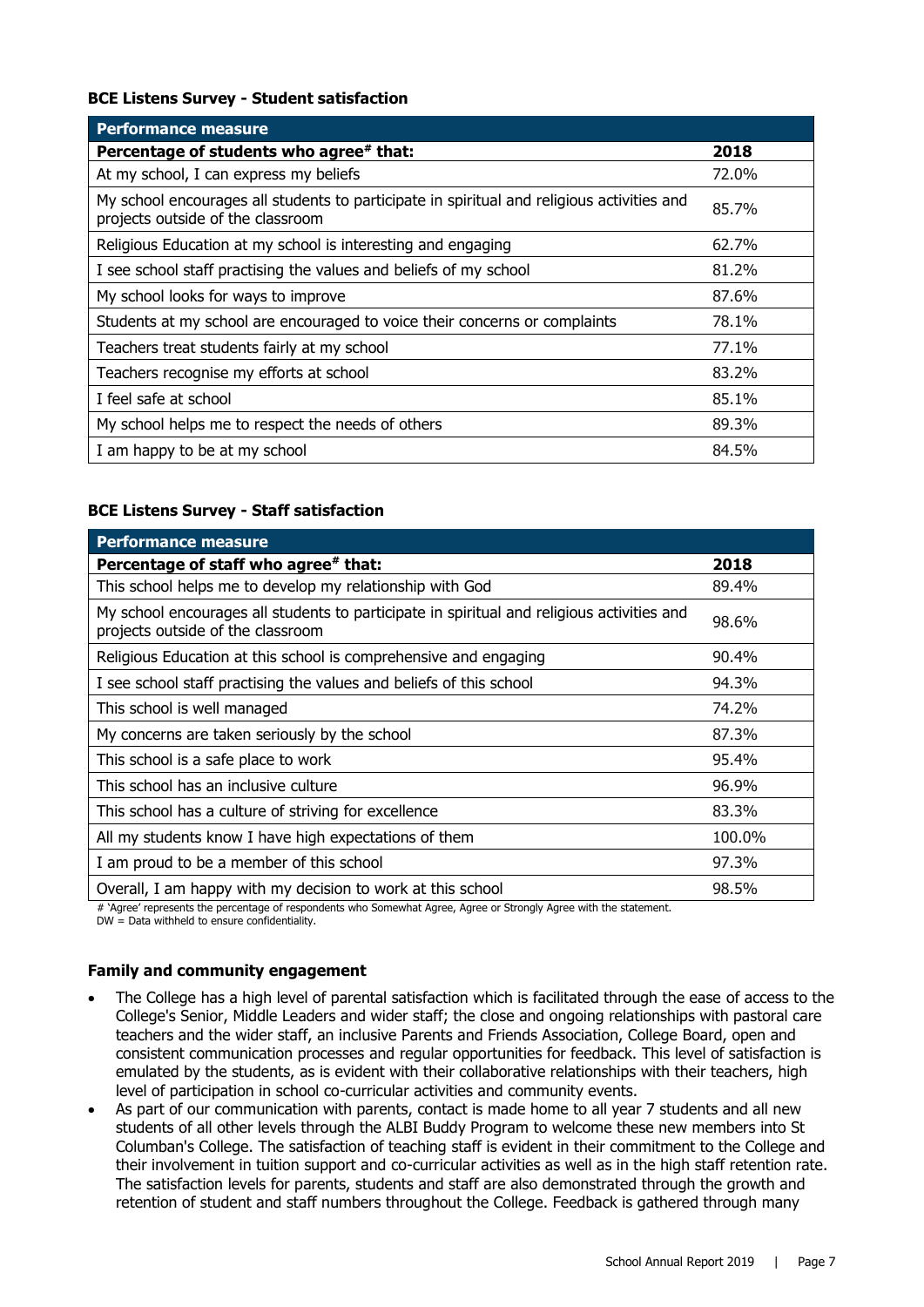**BCE Listens Survey - Student satisfaction**

| Performance measure | |
|---|---|
| **Percentage of students who agree# that:** | **2018** |
| At my school, I can express my beliefs | 72.0% |
| My school encourages all students to participate in spiritual and religious activities and projects outside of the classroom | 85.7% |
| Religious Education at my school is interesting and engaging | 62.7% |
| I see school staff practising the values and beliefs of my school | 81.2% |
| My school looks for ways to improve | 87.6% |
| Students at my school are encouraged to voice their concerns or complaints | 78.1% |
| Teachers treat students fairly at my school | 77.1% |
| Teachers recognise my efforts at school | 83.2% |
| I feel safe at school | 85.1% |
| My school helps me to respect the needs of others | 89.3% |
| I am happy to be at my school | 84.5% |

**BCE Listens Survey - Staff satisfaction**

| Performance measure | |
|---|---|
| **Percentage of staff who agree# that:** | **2018** |
| This school helps me to develop my relationship with God | 89.4% |
| My school encourages all students to participate in spiritual and religious activities and projects outside of the classroom | 98.6% |
| Religious Education at this school is comprehensive and engaging | 90.4% |
| I see school staff practising the values and beliefs of this school | 94.3% |
| This school is well managed | 74.2% |
| My concerns are taken seriously by the school | 87.3% |
| This school is a safe place to work | 95.4% |
| This school has an inclusive culture | 96.9% |
| This school has a culture of striving for excellence | 83.3% |
| All my students know I have high expectations of them | 100.0% |
| I am proud to be a member of this school | 97.3% |
| Overall, I am happy with my decision to work at this school | 98.5% |

# 'Agree' represents the percentage of respondents who Somewhat Agree, Agree or Strongly Agree with the statement.
DW = Data withheld to ensure confidentiality.

**Family and community engagement**

- The College has a high level of parental satisfaction which is facilitated through the ease of access to the College's Senior, Middle Leaders and wider staff; the close and ongoing relationships with pastoral care teachers and the wider staff, an inclusive Parents and Friends Association, College Board, open and consistent communication processes and regular opportunities for feedback. This level of satisfaction is emulated by the students, as is evident with their collaborative relationships with their teachers, high level of participation in school co-curricular activities and community events.
- As part of our communication with parents, contact is made home to all year 7 students and all new students of all other levels through the ALBI Buddy Program to welcome these new members into St Columban's College. The satisfaction of teaching staff is evident in their commitment to the College and their involvement in tuition support and co-curricular activities as well as in the high staff retention rate. The satisfaction levels for parents, students and staff are also demonstrated through the growth and retention of student and staff numbers throughout the College. Feedback is gathered through many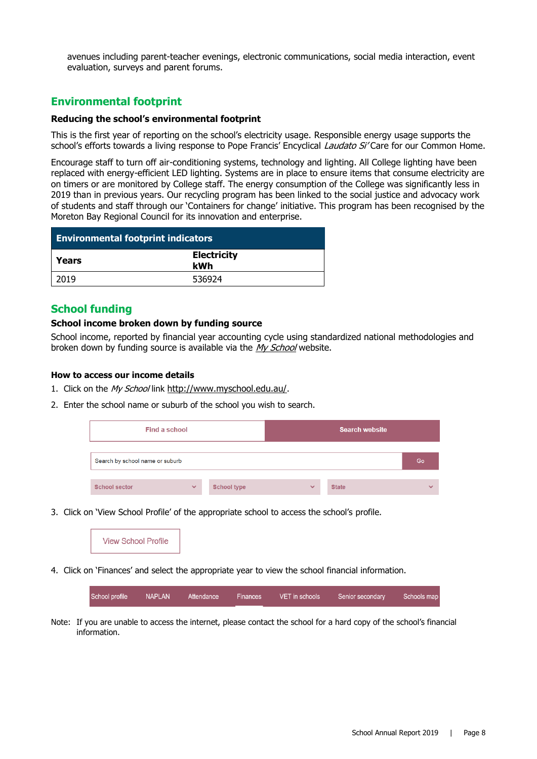avenues including parent-teacher evenings, electronic communications, social media interaction, event evaluation, surveys and parent forums.

## Environmental footprint

### Reducing the school's environmental footprint

This is the first year of reporting on the school's electricity usage. Responsible energy usage supports the school's efforts towards a living response to Pope Francis' Encyclical *Laudato Si'* Care for our Common Home.

Encourage staff to turn off air-conditioning systems, technology and lighting. All College lighting have been replaced with energy-efficient LED lighting. Systems are in place to ensure items that consume electricity are on timers or are monitored by College staff. The energy consumption of the College was significantly less in 2019 than in previous years. Our recycling program has been linked to the social justice and advocacy work of students and staff through our 'Containers for change' initiative. This program has been recognised by the Moreton Bay Regional Council for its innovation and enterprise.

| Environmental footprint indicators | |
|---|---|
| **Years** | **Electricity kWh** |
| 2019 | 536924 |

## School funding

### School income broken down by funding source

School income, reported by financial year accounting cycle using standardized national methodologies and broken down by funding source is available via the *My School* website.

### How to access our income details

1. Click on the *My School* link http://www.myschool.edu.au/.
2. Enter the school name or suburb of the school you wish to search.

| Find a school | Search website |
|---|---|

| Search by school name or suburb | Go |
|---|---|

| School sector | School type | State |
|---|---|---|

3. Click on 'View School Profile' of the appropriate school to access the school's profile.

View School Profile

4. Click on 'Finances' and select the appropriate year to view the school financial information.

| School profile | NAPLAN | Attendance | Finances | VET in schools | Senior secondary | Schools map |
|---|---|---|---|---|---|---|

Note: If you are unable to access the internet, please contact the school for a hard copy of the school's financial information.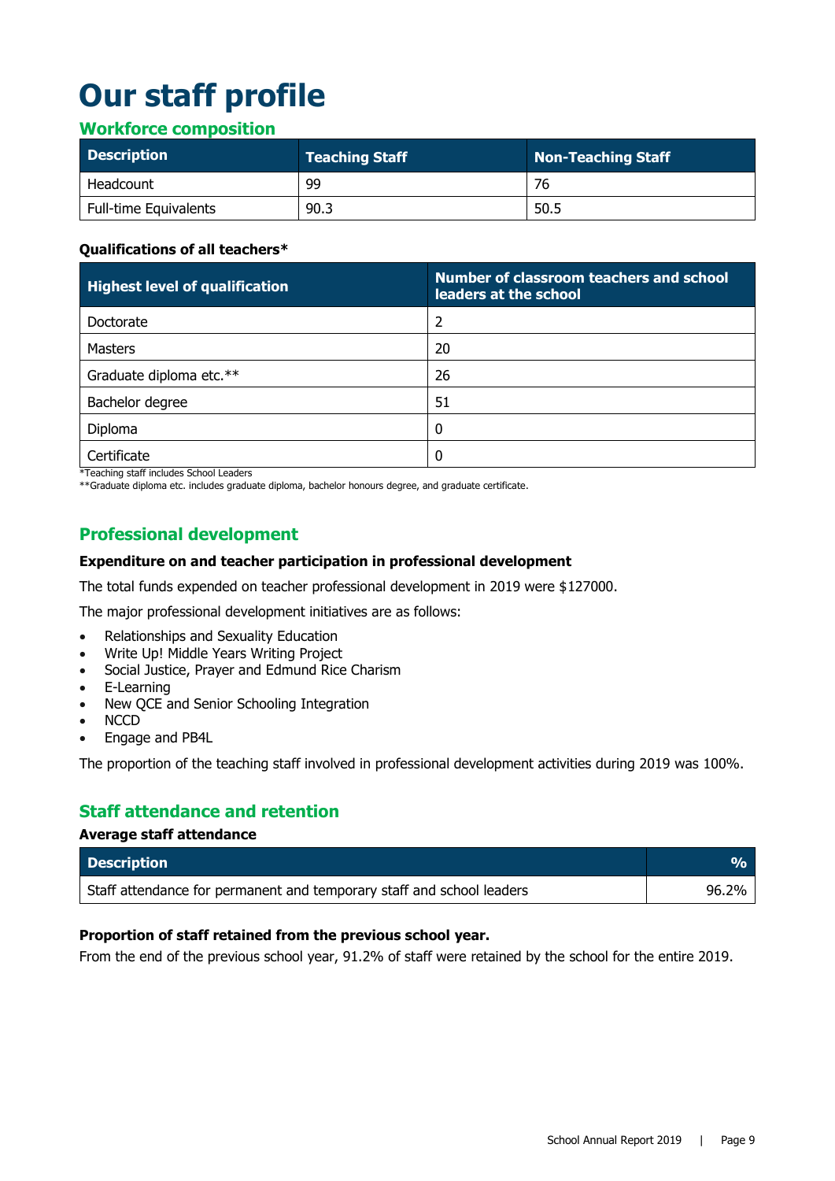# Our staff profile

## Workforce composition

| Description | Teaching Staff | Non-Teaching Staff |
|---|---|---|
| Headcount | 99 | 76 |
| Full-time Equivalents | 90.3 | 50.5 |

**Qualifications of all teachers***

| Highest level of qualification | Number of classroom teachers and school leaders at the school |
|---|---|
| Doctorate | 2 |
| Masters | 20 |
| Graduate diploma etc.** | 26 |
| Bachelor degree | 51 |
| Diploma | 0 |
| Certificate | 0 |

*Teaching staff includes School Leaders
**Graduate diploma etc. includes graduate diploma, bachelor honours degree, and graduate certificate.

## Professional development

**Expenditure on and teacher participation in professional development**

The total funds expended on teacher professional development in 2019 were $127000.

The major professional development initiatives are as follows:

- Relationships and Sexuality Education
- Write Up! Middle Years Writing Project
- Social Justice, Prayer and Edmund Rice Charism
- E-Learning
- New QCE and Senior Schooling Integration
- NCCD
- Engage and PB4L

The proportion of the teaching staff involved in professional development activities during 2019 was 100%.

## Staff attendance and retention

**Average staff attendance**

| Description | % |
|---|---|
| Staff attendance for permanent and temporary staff and school leaders | 96.2% |

**Proportion of staff retained from the previous school year.**

From the end of the previous school year, 91.2% of staff were retained by the school for the entire 2019.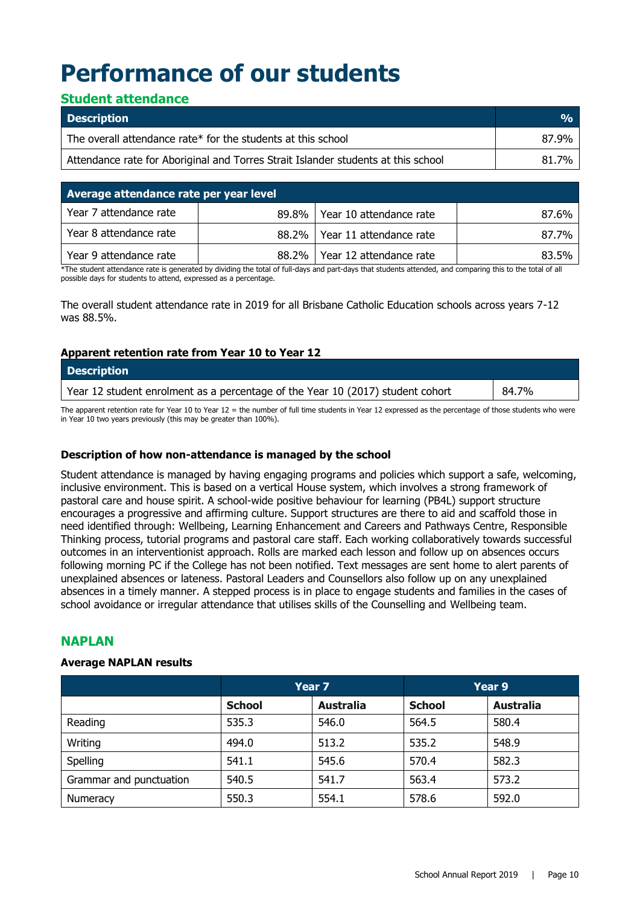# Performance of our students

## Student attendance

| Description | % |
|---|---|
| The overall attendance rate* for the students at this school | 87.9% |
| Attendance rate for Aboriginal and Torres Strait Islander students at this school | 81.7% |

| Average attendance rate per year level | | | |
|---|---|---|---|
| Year 7 attendance rate | 89.8% | Year 10 attendance rate | 87.6% |
| Year 8 attendance rate | 88.2% | Year 11 attendance rate | 87.7% |
| Year 9 attendance rate | 88.2% | Year 12 attendance rate | 83.5% |

*The student attendance rate is generated by dividing the total of full-days and part-days that students attended, and comparing this to the total of all possible days for students to attend, expressed as a percentage.

The overall student attendance rate in 2019 for all Brisbane Catholic Education schools across years 7-12 was 88.5%.

**Apparent retention rate from Year 10 to Year 12**

| Description | |
|---|---|
| Year 12 student enrolment as a percentage of the Year 10 (2017) student cohort | 84.7% |

The apparent retention rate for Year 10 to Year 12 = the number of full time students in Year 12 expressed as the percentage of those students who were in Year 10 two years previously (this may be greater than 100%).

**Description of how non-attendance is managed by the school**

Student attendance is managed by having engaging programs and policies which support a safe, welcoming, inclusive environment. This is based on a vertical House system, which involves a strong framework of pastoral care and house spirit. A school-wide positive behaviour for learning (PB4L) support structure encourages a progressive and affirming culture. Support structures are there to aid and scaffold those in need identified through: Wellbeing, Learning Enhancement and Careers and Pathways Centre, Responsible Thinking process, tutorial programs and pastoral care staff. Each working collaboratively towards successful outcomes in an interventionist approach. Rolls are marked each lesson and follow up on absences occurs following morning PC if the College has not been notified. Text messages are sent home to alert parents of unexplained absences or lateness. Pastoral Leaders and Counsellors also follow up on any unexplained absences in a timely manner. A stepped process is in place to engage students and families in the cases of school avoidance or irregular attendance that utilises skills of the Counselling and Wellbeing team.

## NAPLAN

**Average NAPLAN results**

| | Year 7 | | Year 9 | |
|---|---|---|---|---|
| | **School** | **Australia** | **School** | **Australia** |
| Reading | 535.3 | 546.0 | 564.5 | 580.4 |
| Writing | 494.0 | 513.2 | 535.2 | 548.9 |
| Spelling | 541.1 | 545.6 | 570.4 | 582.3 |
| Grammar and punctuation | 540.5 | 541.7 | 563.4 | 573.2 |
| Numeracy | 550.3 | 554.1 | 578.6 | 592.0 |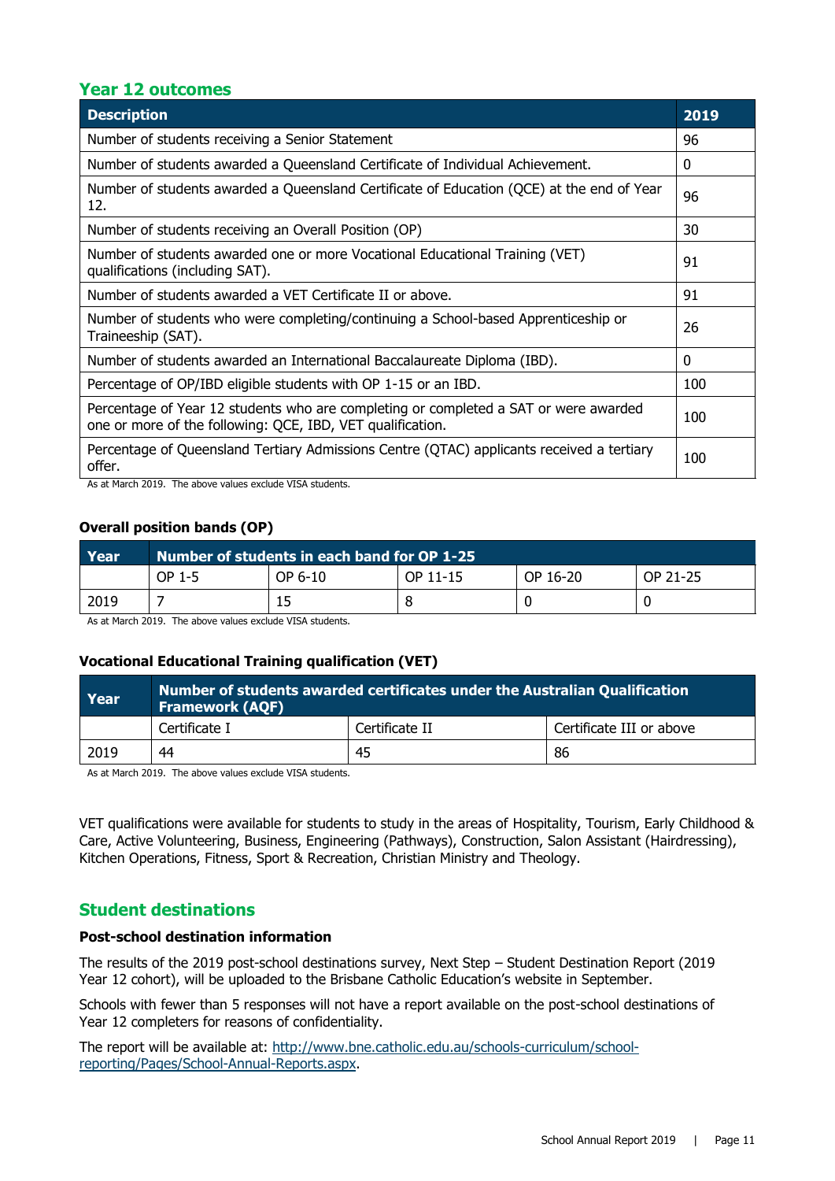## Year 12 outcomes

| Description | 2019 |
|---|---|
| Number of students receiving a Senior Statement | 96 |
| Number of students awarded a Queensland Certificate of Individual Achievement. | 0 |
| Number of students awarded a Queensland Certificate of Education (QCE) at the end of Year 12. | 96 |
| Number of students receiving an Overall Position (OP) | 30 |
| Number of students awarded one or more Vocational Educational Training (VET) qualifications (including SAT). | 91 |
| Number of students awarded a VET Certificate II or above. | 91 |
| Number of students who were completing/continuing a School-based Apprenticeship or Traineeship (SAT). | 26 |
| Number of students awarded an International Baccalaureate Diploma (IBD). | 0 |
| Percentage of OP/IBD eligible students with OP 1-15 or an IBD. | 100 |
| Percentage of Year 12 students who are completing or completed a SAT or were awarded one or more of the following: QCE, IBD, VET qualification. | 100 |
| Percentage of Queensland Tertiary Admissions Centre (QTAC) applicants received a tertiary offer. | 100 |

As at March 2019. The above values exclude VISA students.

### Overall position bands (OP)

| Year | Number of students in each band for OP 1-25 | | | | |
|---|---|---|---|---|---|
| | OP 1-5 | OP 6-10 | OP 11-15 | OP 16-20 | OP 21-25 |
| 2019 | 7 | 15 | 8 | 0 | 0 |

As at March 2019. The above values exclude VISA students.

### Vocational Educational Training qualification (VET)

| Year | Number of students awarded certificates under the Australian Qualification Framework (AQF) | | |
|---|---|---|---|
| | Certificate I | Certificate II | Certificate III or above |
| 2019 | 44 | 45 | 86 |

As at March 2019. The above values exclude VISA students.

VET qualifications were available for students to study in the areas of Hospitality, Tourism, Early Childhood & Care, Active Volunteering, Business, Engineering (Pathways), Construction, Salon Assistant (Hairdressing), Kitchen Operations, Fitness, Sport & Recreation, Christian Ministry and Theology.

## Student destinations

### Post-school destination information

The results of the 2019 post-school destinations survey, Next Step – Student Destination Report (2019 Year 12 cohort), will be uploaded to the Brisbane Catholic Education's website in September.

Schools with fewer than 5 responses will not have a report available on the post-school destinations of Year 12 completers for reasons of confidentiality.

The report will be available at: [http://www.bne.catholic.edu.au/schools-curriculum/school-reporting/Pages/School-Annual-Reports.aspx](http://www.bne.catholic.edu.au/schools-curriculum/school-reporting/Pages/School-Annual-Reports.aspx).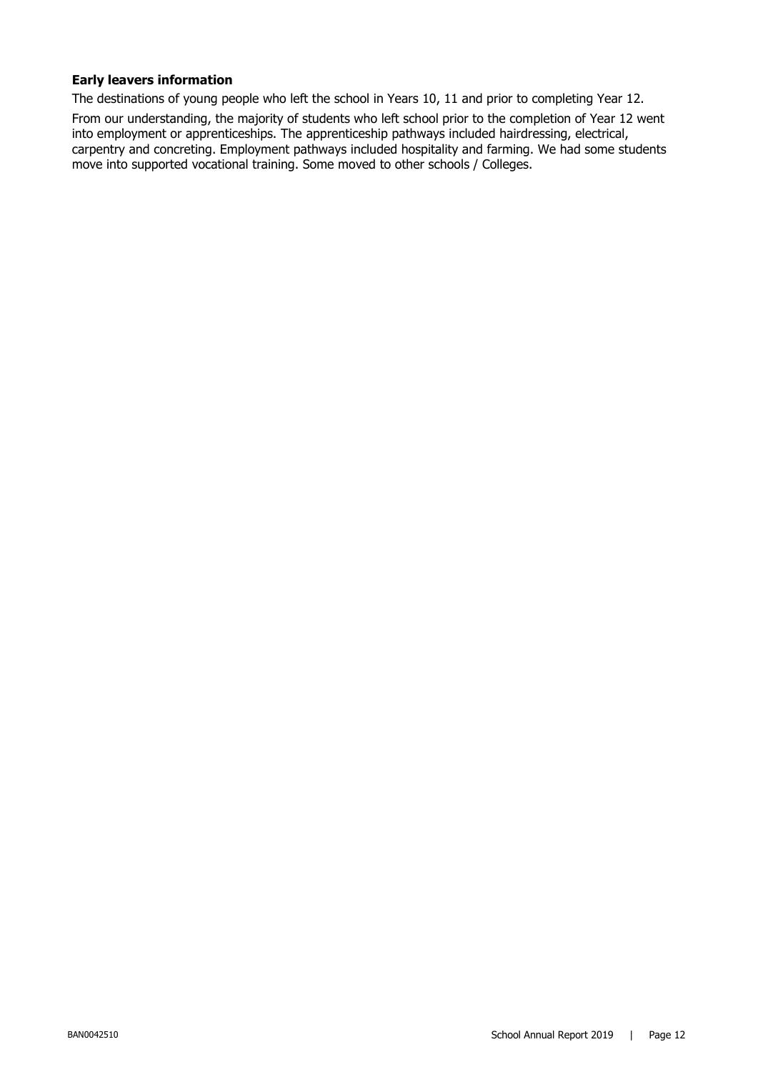### Early leavers information

The destinations of young people who left the school in Years 10, 11 and prior to completing Year 12.

From our understanding, the majority of students who left school prior to the completion of Year 12 went into employment or apprenticeships. The apprenticeship pathways included hairdressing, electrical, carpentry and concreting. Employment pathways included hospitality and farming. We had some students move into supported vocational training. Some moved to other schools / Colleges.